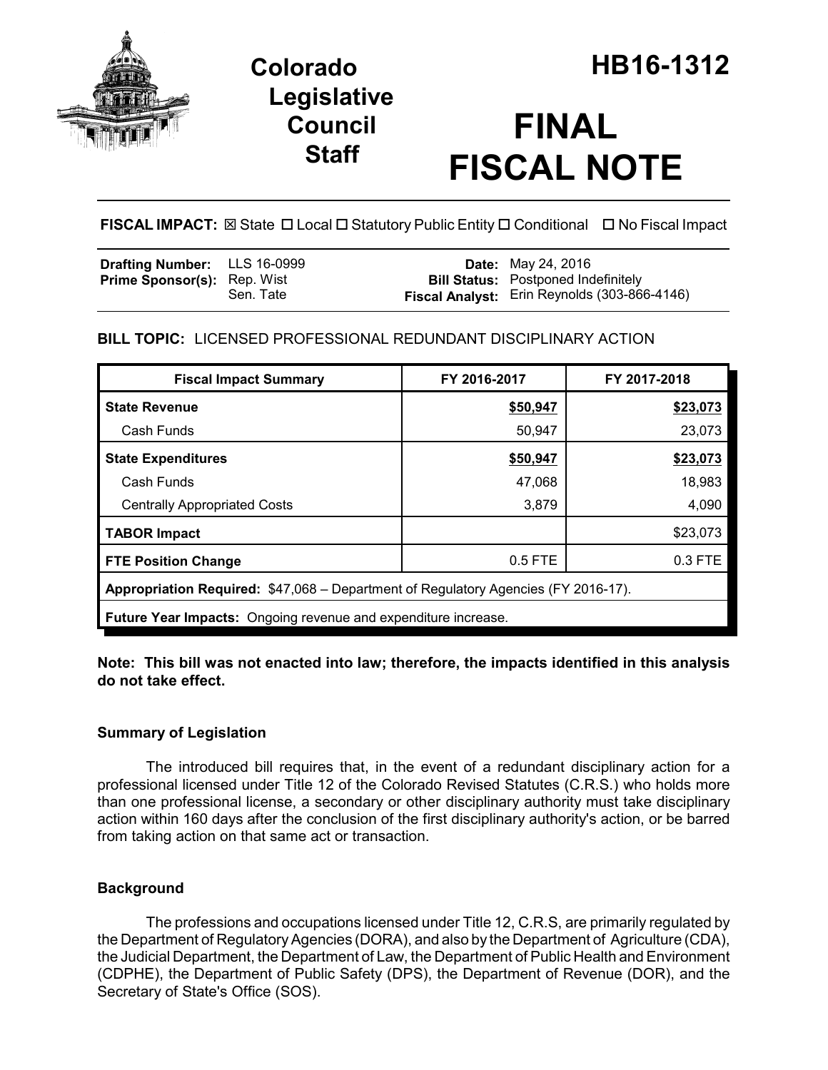# Colorado Legislative Council Staff

# HB16-1312

# FINAL FISCAL NOTE

**FISCAL IMPACT:** ☒ State ☐ Local ☐ Statutory Public Entity ☐ Conditional ☐ No Fiscal Impact

| | | | |
|---|---|---|---|
| **Drafting Number:** | LLS 16-0999 | **Date:** | May 24, 2016 |
| **Prime Sponsor(s):** | Rep. Wist<br>Sen. Tate | **Bill Status:** | Postponed Indefinitely |
| | | **Fiscal Analyst:** | Erin Reynolds (303-866-4146) |

**BILL TOPIC:** LICENSED PROFESSIONAL REDUNDANT DISCIPLINARY ACTION

| Fiscal Impact Summary | FY 2016-2017 | FY 2017-2018 |
|---|---|---|
| **State Revenue** | **$50,947** | **$23,073** |
| Cash Funds | 50,947 | 23,073 |
| **State Expenditures** | **$50,947** | **$23,073** |
| Cash Funds | 47,068 | 18,983 |
| Centrally Appropriated Costs | 3,879 | 4,090 |
| **TABOR Impact** | | $23,073 |
| **FTE Position Change** | 0.5 FTE | 0.3 FTE |
| **Appropriation Required:** $47,068 – Department of Regulatory Agencies (FY 2016-17). | | |
| **Future Year Impacts:** Ongoing revenue and expenditure increase. | | |

**Note: This bill was not enacted into law; therefore, the impacts identified in this analysis do not take effect.**

## Summary of Legislation

The introduced bill requires that, in the event of a redundant disciplinary action for a professional licensed under Title 12 of the Colorado Revised Statutes (C.R.S.) who holds more than one professional license, a secondary or other disciplinary authority must take disciplinary action within 160 days after the conclusion of the first disciplinary authority's action, or be barred from taking action on that same act or transaction.

## Background

The professions and occupations licensed under Title 12, C.R.S, are primarily regulated by the Department of Regulatory Agencies (DORA), and also by the Department of Agriculture (CDA), the Judicial Department, the Department of Law, the Department of Public Health and Environment (CDPHE), the Department of Public Safety (DPS), the Department of Revenue (DOR), and the Secretary of State's Office (SOS).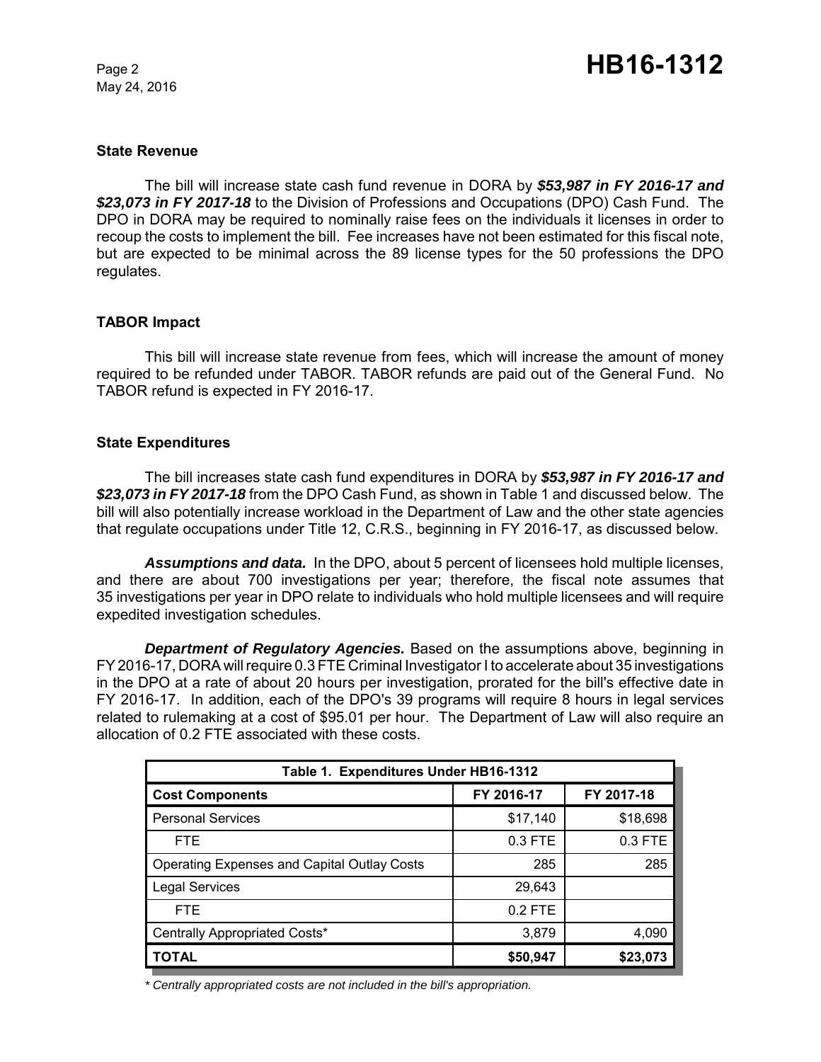### State Revenue

The bill will increase state cash fund revenue in DORA by ***$53,987 in FY 2016-17 and $23,073 in FY 2017-18*** to the Division of Professions and Occupations (DPO) Cash Fund. The DPO in DORA may be required to nominally raise fees on the individuals it licenses in order to recoup the costs to implement the bill. Fee increases have not been estimated for this fiscal note, but are expected to be minimal across the 89 license types for the 50 professions the DPO regulates.

### TABOR Impact

This bill will increase state revenue from fees, which will increase the amount of money required to be refunded under TABOR. TABOR refunds are paid out of the General Fund. No TABOR refund is expected in FY 2016-17.

### State Expenditures

The bill increases state cash fund expenditures in DORA by ***$53,987 in FY 2016-17 and $23,073 in FY 2017-18*** from the DPO Cash Fund, as shown in Table 1 and discussed below. The bill will also potentially increase workload in the Department of Law and the other state agencies that regulate occupations under Title 12, C.R.S., beginning in FY 2016-17, as discussed below.

***Assumptions and data.*** In the DPO, about 5 percent of licensees hold multiple licenses, and there are about 700 investigations per year; therefore, the fiscal note assumes that 35 investigations per year in DPO relate to individuals who hold multiple licensees and will require expedited investigation schedules.

***Department of Regulatory Agencies.*** Based on the assumptions above, beginning in FY 2016-17, DORA will require 0.3 FTE Criminal Investigator I to accelerate about 35 investigations in the DPO at a rate of about 20 hours per investigation, prorated for the bill's effective date in FY 2016-17. In addition, each of the DPO's 39 programs will require 8 hours in legal services related to rulemaking at a cost of $95.01 per hour. The Department of Law will also require an allocation of 0.2 FTE associated with these costs.

| Table 1. Expenditures Under HB16-1312 | | |
|---|---|---|
| **Cost Components** | **FY 2016-17** | **FY 2017-18** |
| Personal Services | $17,140 | $18,698 |
| FTE | 0.3 FTE | 0.3 FTE |
| Operating Expenses and Capital Outlay Costs | 285 | 285 |
| Legal Services | 29,643 | |
| FTE | 0.2 FTE | |
| Centrally Appropriated Costs* | 3,879 | 4,090 |
| **TOTAL** | **$50,947** | **$23,073** |

*\* Centrally appropriated costs are not included in the bill's appropriation.*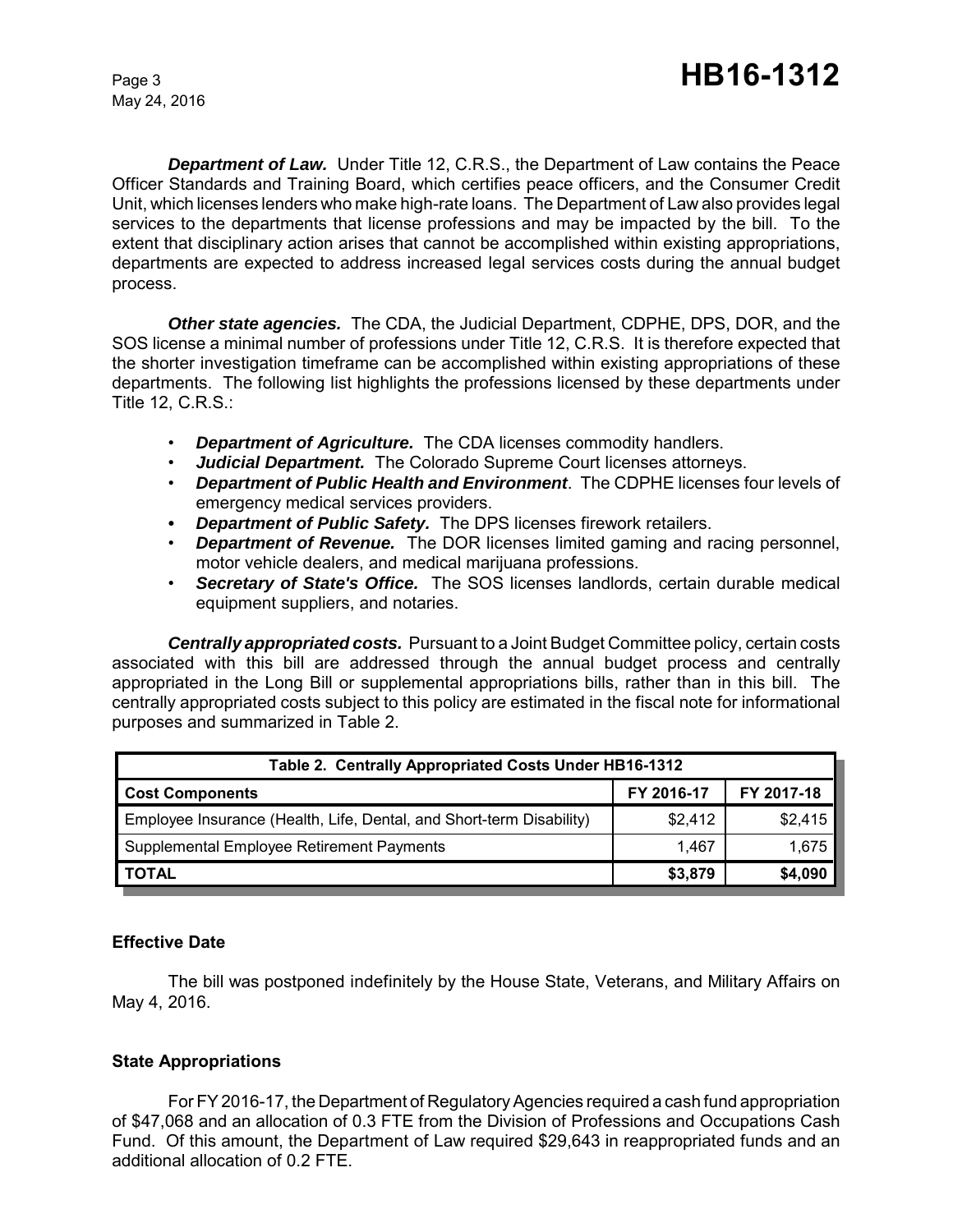***Department of Law.*** Under Title 12, C.R.S., the Department of Law contains the Peace Officer Standards and Training Board, which certifies peace officers, and the Consumer Credit Unit, which licenses lenders who make high-rate loans. The Department of Law also provides legal services to the departments that license professions and may be impacted by the bill. To the extent that disciplinary action arises that cannot be accomplished within existing appropriations, departments are expected to address increased legal services costs during the annual budget process.

***Other state agencies.*** The CDA, the Judicial Department, CDPHE, DPS, DOR, and the SOS license a minimal number of professions under Title 12, C.R.S. It is therefore expected that the shorter investigation timeframe can be accomplished within existing appropriations of these departments. The following list highlights the professions licensed by these departments under Title 12, C.R.S.:

- ***Department of Agriculture.*** The CDA licenses commodity handlers.
- ***Judicial Department.*** The Colorado Supreme Court licenses attorneys.
- ***Department of Public Health and Environment***. The CDPHE licenses four levels of emergency medical services providers.
- ***Department of Public Safety.*** The DPS licenses firework retailers.
- ***Department of Revenue.*** The DOR licenses limited gaming and racing personnel, motor vehicle dealers, and medical marijuana professions.
- ***Secretary of State's Office.*** The SOS licenses landlords, certain durable medical equipment suppliers, and notaries.

***Centrally appropriated costs.*** Pursuant to a Joint Budget Committee policy, certain costs associated with this bill are addressed through the annual budget process and centrally appropriated in the Long Bill or supplemental appropriations bills, rather than in this bill. The centrally appropriated costs subject to this policy are estimated in the fiscal note for informational purposes and summarized in Table 2.

| Table 2. Centrally Appropriated Costs Under HB16-1312 | | |
|---|---|---|
| **Cost Components** | **FY 2016-17** | **FY 2017-18** |
| Employee Insurance (Health, Life, Dental, and Short-term Disability) | $2,412 | $2,415 |
| Supplemental Employee Retirement Payments | 1,467 | 1,675 |
| **TOTAL** | **$3,879** | **$4,090** |

## Effective Date

The bill was postponed indefinitely by the House State, Veterans, and Military Affairs on May 4, 2016.

## State Appropriations

For FY 2016-17, the Department of Regulatory Agencies required a cash fund appropriation of $47,068 and an allocation of 0.3 FTE from the Division of Professions and Occupations Cash Fund. Of this amount, the Department of Law required $29,643 in reappropriated funds and an additional allocation of 0.2 FTE.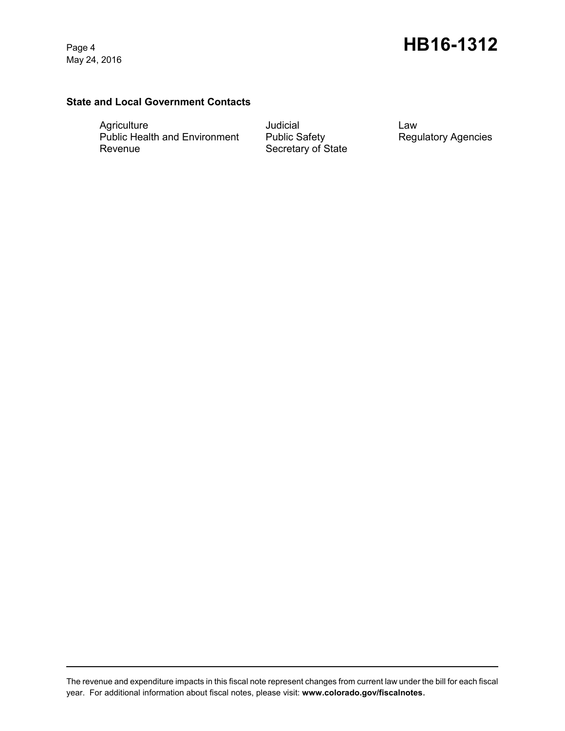**State and Local Government Contacts**

| | | |
|---|---|---|
| Agriculture | Judicial | Law |
| Public Health and Environment | Public Safety | Regulatory Agencies |
| Revenue | Secretary of State | |

The revenue and expenditure impacts in this fiscal note represent changes from current law under the bill for each fiscal year. For additional information about fiscal notes, please visit: **www.colorado.gov/fiscalnotes.**